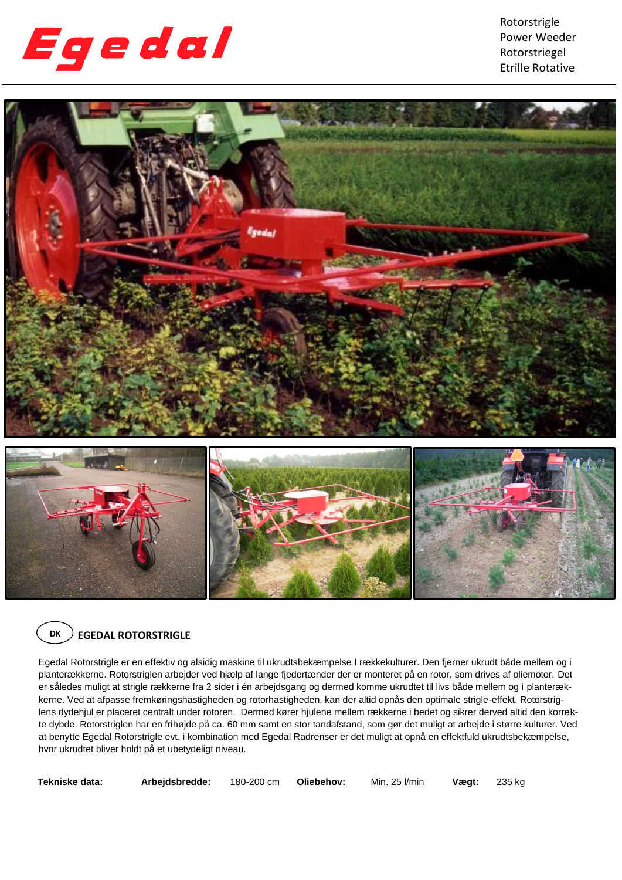# Egedal

Rotorstrigle
Power Weeder
Rotorstriegel
Etrille Rotative

## DK EGEDAL ROTORSTRIGLE

Egedal Rotorstrigle er en effektiv og alsidig maskine til ukrudtsbekæmpelse I rækkekulturer. Den fjerner ukrudt både mellem og i planterækkerne. Rotorstriglen arbejder ved hjælp af lange fjedertænder der er monteret på en rotor, som drives af oliemotor. Det er således muligt at strigle rækkerne fra 2 sider i én arbejdsgang og dermed komme ukrudtet til livs både mellem og i planterækkerne. Ved at afpasse fremkøringshastigheden og rotorhastigheden, kan der altid opnås den optimale strigle-effekt. Rotorstriglens dybdehjul er placeret centralt under rotoren. Dermed kører hjulene mellem rækkerne i bedet og sikrer derved altid den korrekte dybde. Rotorstriglen har en frihøjde på ca. 60 mm samt en stor tandafstand, som gør det muligt at arbejde i større kulturer. Ved at benytte Egedal Rotorstrigle evt. i kombination med Egedal Radrenser er det muligt at opnå en effektfuld ukrudtsbekæmpelse, hvor ukrudtet bliver holdt på et ubetydeligt niveau.

| **Tekniske data:** | **Arbejdsbredde:** | 180-200 cm | **Oliebehov:** | Min. 25 l/min | **Vægt:** | 235 kg |
|---|---|---|---|---|---|---|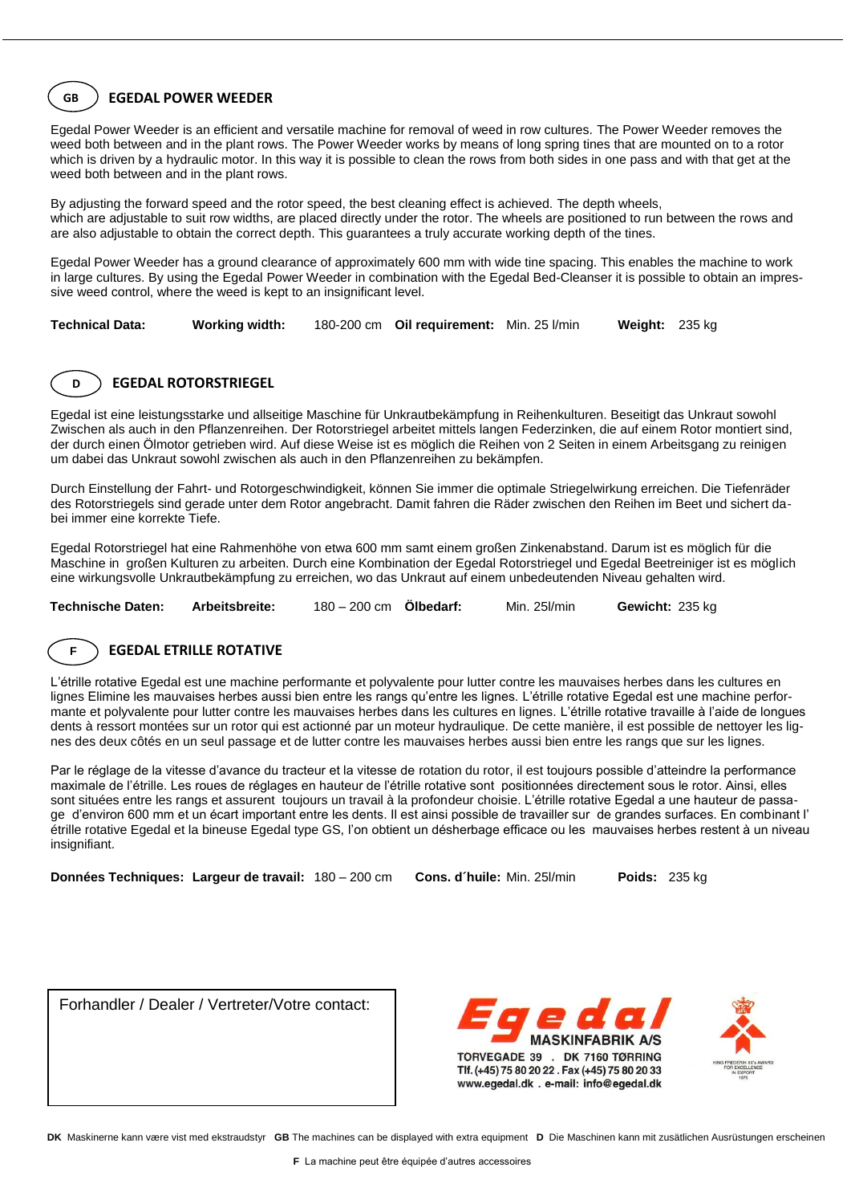## GB EGEDAL POWER WEEDER

Egedal Power Weeder is an efficient and versatile machine for removal of weed in row cultures. The Power Weeder removes the weed both between and in the plant rows. The Power Weeder works by means of long spring tines that are mounted on to a rotor which is driven by a hydraulic motor. In this way it is possible to clean the rows from both sides in one pass and with that get at the weed both between and in the plant rows.

By adjusting the forward speed and the rotor speed, the best cleaning effect is achieved. The depth wheels, which are adjustable to suit row widths, are placed directly under the rotor. The wheels are positioned to run between the rows and are also adjustable to obtain the correct depth. This guarantees a truly accurate working depth of the tines.

Egedal Power Weeder has a ground clearance of approximately 600 mm with wide tine spacing. This enables the machine to work in large cultures. By using the Egedal Power Weeder in combination with the Egedal Bed-Cleanser it is possible to obtain an impressive weed control, where the weed is kept to an insignificant level.

**Technical Data:** **Working width:** 180-200 cm **Oil requirement:** Min. 25 l/min **Weight:** 235 kg

## D EGEDAL ROTORSTRIEGEL

Egedal ist eine leistungsstarke und allseitige Maschine für Unkrautbekämpfung in Reihenkulturen. Beseitigt das Unkraut sowohl Zwischen als auch in den Pflanzenreihen. Der Rotorstriegel arbeitet mittels langen Federzinken, die auf einem Rotor montiert sind, der durch einen Ölmotor getrieben wird. Auf diese Weise ist es möglich die Reihen von 2 Seiten in einem Arbeitsgang zu reinigen um dabei das Unkraut sowohl zwischen als auch in den Pflanzenreihen zu bekämpfen.

Durch Einstellung der Fahrt- und Rotorgeschwindigkeit, können Sie immer die optimale Striegelwirkung erreichen. Die Tiefenräder des Rotorstriegels sind gerade unter dem Rotor angebracht. Damit fahren die Räder zwischen den Reihen im Beet und sichert dabei immer eine korrekte Tiefe.

Egedal Rotorstriegel hat eine Rahmenhöhe von etwa 600 mm samt einem großen Zinkenabstand. Darum ist es möglich für die Maschine in großen Kulturen zu arbeiten. Durch eine Kombination der Egedal Rotorstriegel und Egedal Beetreiniger ist es möglich eine wirkungsvolle Unkrautbekämpfung zu erreichen, wo das Unkraut auf einem unbedeutenden Niveau gehalten wird.

**Technische Daten:** **Arbeitsbreite:** 180 – 200 cm **Ölbedarf:** Min. 25l/min **Gewicht:** 235 kg

## F EGEDAL ETRILLE ROTATIVE

L'étrille rotative Egedal est une machine performante et polyvalente pour lutter contre les mauvaises herbes dans les cultures en lignes Elimine les mauvaises herbes aussi bien entre les rangs qu'entre les lignes. L'étrille rotative Egedal est une machine performante et polyvalente pour lutter contre les mauvaises herbes dans les cultures en lignes. L'étrille rotative travaille à l'aide de longues dents à ressort montées sur un rotor qui est actionné par un moteur hydraulique. De cette manière, il est possible de nettoyer les lignes des deux côtés en un seul passage et de lutter contre les mauvaises herbes aussi bien entre les rangs que sur les lignes.

Par le réglage de la vitesse d'avance du tracteur et la vitesse de rotation du rotor, il est toujours possible d'atteindre la performance maximale de l'étrille. Les roues de réglages en hauteur de l'étrille rotative sont positionnées directement sous le rotor. Ainsi, elles sont situées entre les rangs et assurent toujours un travail à la profondeur choisie. L'étrille rotative Egedal a une hauteur de passage d'environ 600 mm et un écart important entre les dents. Il est ainsi possible de travailler sur de grandes surfaces. En combinant l'étrille rotative Egedal et la bineuse Egedal type GS, l'on obtient un désherbage efficace ou les mauvaises herbes restent à un niveau insignifiant.

**Données Techniques:** **Largeur de travail:** 180 – 200 cm **Cons. d´huile:** Min. 25l/min **Poids:** 235 kg

Forhandler / Dealer / Vertreter/Votre contact:

Egedal
MASKINFABRIK A/S
TORVEGADE 39 . DK 7160 TØRRING
Tlf. (+45) 75 80 20 22 . Fax (+45) 75 80 20 33
www.egedal.dk . e-mail: info@egedal.dk

KING FREDERIK IX's AWARD FOR EXCELLENCE IN EXPORT 1975

**DK** Maskinerne kann være vist med ekstraudstyr **GB** The machines can be displayed with extra equipment **D** Die Maschinen kann mit zusätlichen Ausrüstungen erscheinen

**F** La machine peut être équipée d'autres accessoires